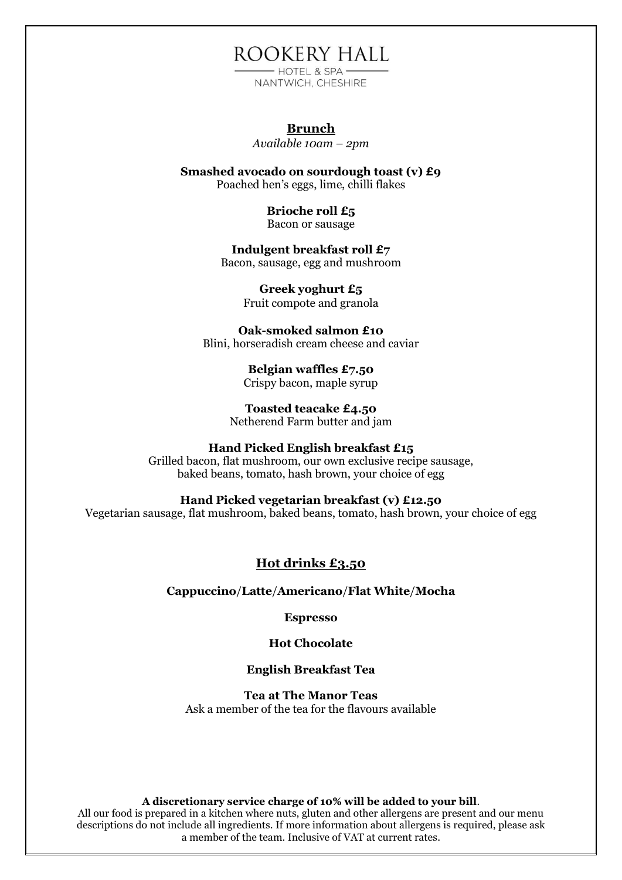# ROOKERY HALL

HOTEL & SPA

NANTWICH, CHESHIRE

## Brunch

*Available 10am – 2pm*

**Smashed avocado on sourdough toast (v) £9**
Poached hen's eggs, lime, chilli flakes

**Brioche roll £5**
Bacon or sausage

**Indulgent breakfast roll £7**
Bacon, sausage, egg and mushroom

**Greek yoghurt £5**
Fruit compote and granola

**Oak-smoked salmon £10**
Blini, horseradish cream cheese and caviar

**Belgian waffles £7.50**
Crispy bacon, maple syrup

**Toasted teacake £4.50**
Netherend Farm butter and jam

**Hand Picked English breakfast £15**
Grilled bacon, flat mushroom, our own exclusive recipe sausage, baked beans, tomato, hash brown, your choice of egg

**Hand Picked vegetarian breakfast (v) £12.50**
Vegetarian sausage, flat mushroom, baked beans, tomato, hash brown, your choice of egg

## Hot drinks £3.50

**Cappuccino/Latte/Americano/Flat White/Mocha**

**Espresso**

**Hot Chocolate**

**English Breakfast Tea**

**Tea at The Manor Teas**
Ask a member of the tea for the flavours available

**A discretionary service charge of 10% will be added to your bill**.
All our food is prepared in a kitchen where nuts, gluten and other allergens are present and our menu descriptions do not include all ingredients. If more information about allergens is required, please ask a member of the team. Inclusive of VAT at current rates.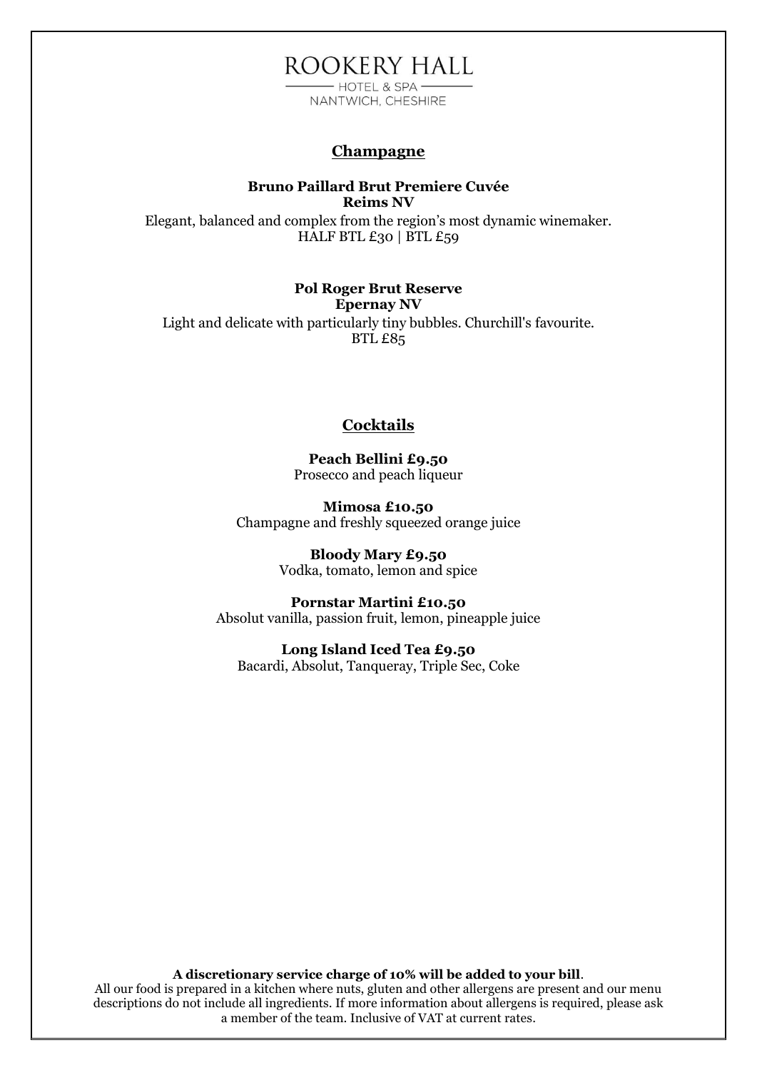# ROOKERY HALL

HOTEL & SPA

NANTWICH, CHESHIRE

## Champagne

**Bruno Paillard Brut Premiere Cuvée**
**Reims NV**

Elegant, balanced and complex from the region's most dynamic winemaker.
HALF BTL £30 | BTL £59

**Pol Roger Brut Reserve**
**Epernay NV**

Light and delicate with particularly tiny bubbles. Churchill's favourite.
BTL £85

## Cocktails

**Peach Bellini £9.50**
Prosecco and peach liqueur

**Mimosa £10.50**
Champagne and freshly squeezed orange juice

**Bloody Mary £9.50**
Vodka, tomato, lemon and spice

**Pornstar Martini £10.50**
Absolut vanilla, passion fruit, lemon, pineapple juice

**Long Island Iced Tea £9.50**
Bacardi, Absolut, Tanqueray, Triple Sec, Coke

**A discretionary service charge of 10% will be added to your bill**.
All our food is prepared in a kitchen where nuts, gluten and other allergens are present and our menu descriptions do not include all ingredients. If more information about allergens is required, please ask a member of the team. Inclusive of VAT at current rates.